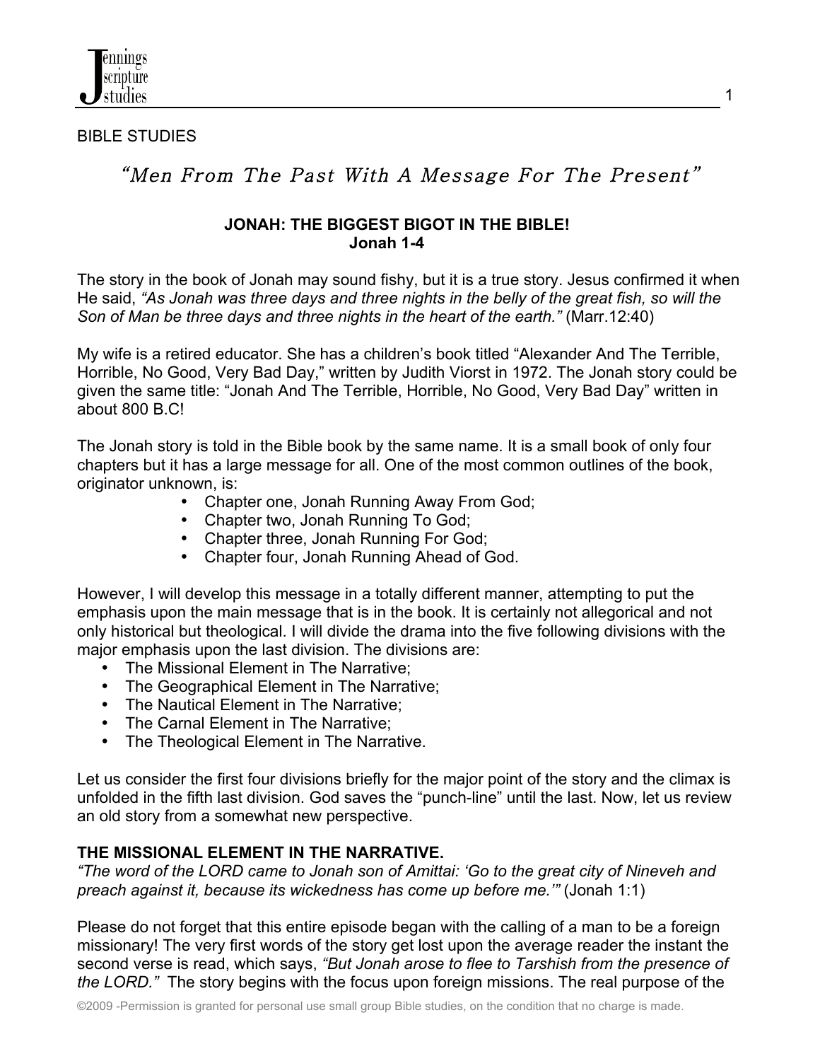BIBLE STUDIES

## *"Men From The Past With A Message For The Present"*

### JONAH: THE BIGGEST BIGOT IN THE BIBLE!
### Jonah 1-4

The story in the book of Jonah may sound fishy, but it is a true story. Jesus confirmed it when He said, *"As Jonah was three days and three nights in the belly of the great fish, so will the Son of Man be three days and three nights in the heart of the earth."* (Marr.12:40)

My wife is a retired educator. She has a children's book titled "Alexander And The Terrible, Horrible, No Good, Very Bad Day," written by Judith Viorst in 1972. The Jonah story could be given the same title: "Jonah And The Terrible, Horrible, No Good, Very Bad Day" written in about 800 B.C!

The Jonah story is told in the Bible book by the same name. It is a small book of only four chapters but it has a large message for all. One of the most common outlines of the book, originator unknown, is:

- Chapter one, Jonah Running Away From God;
- Chapter two, Jonah Running To God;
- Chapter three, Jonah Running For God;
- Chapter four, Jonah Running Ahead of God.

However, I will develop this message in a totally different manner, attempting to put the emphasis upon the main message that is in the book. It is certainly not allegorical and not only historical but theological. I will divide the drama into the five following divisions with the major emphasis upon the last division. The divisions are:

- The Missional Element in The Narrative;
- The Geographical Element in The Narrative;
- The Nautical Element in The Narrative;
- The Carnal Element in The Narrative;
- The Theological Element in The Narrative.

Let us consider the first four divisions briefly for the major point of the story and the climax is unfolded in the fifth last division. God saves the "punch-line" until the last. Now, let us review an old story from a somewhat new perspective.

**THE MISSIONAL ELEMENT IN THE NARRATIVE.**

*"The word of the LORD came to Jonah son of Amittai: 'Go to the great city of Nineveh and preach against it, because its wickedness has come up before me.'"* (Jonah 1:1)

Please do not forget that this entire episode began with the calling of a man to be a foreign missionary! The very first words of the story get lost upon the average reader the instant the second verse is read, which says, *"But Jonah arose to flee to Tarshish from the presence of the LORD."* The story begins with the focus upon foreign missions. The real purpose of the

©2009 -Permission is granted for personal use small group Bible studies, on the condition that no charge is made.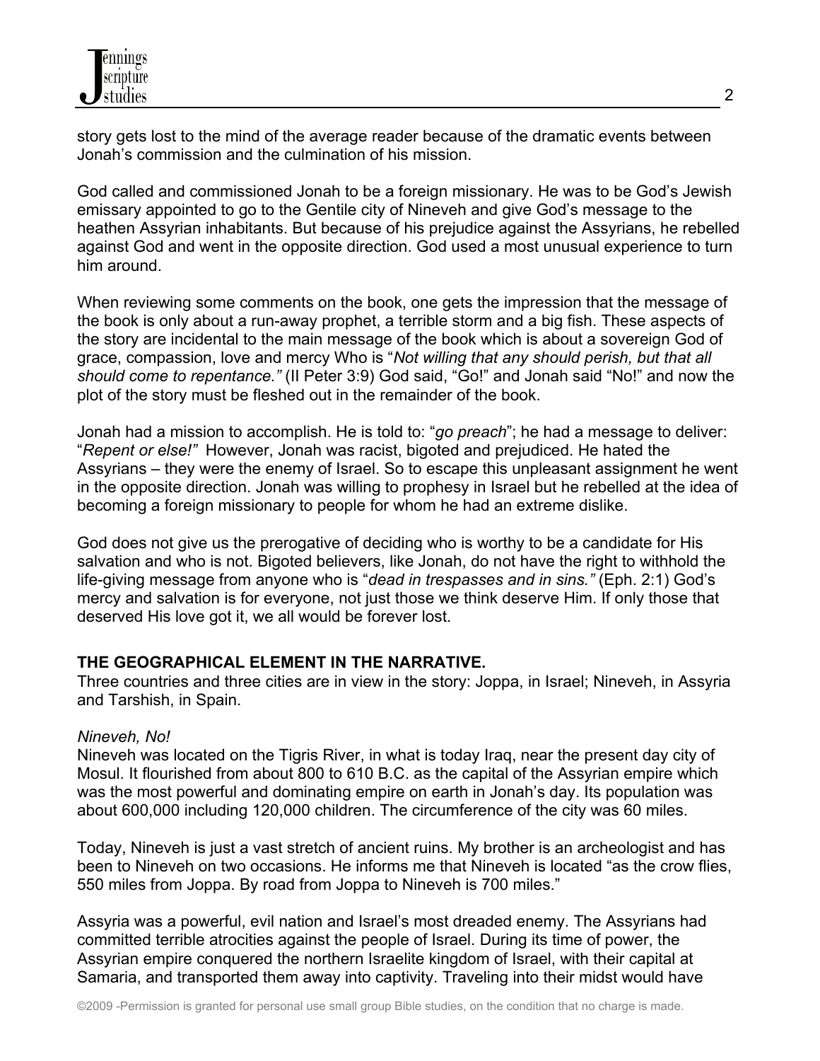story gets lost to the mind of the average reader because of the dramatic events between Jonah's commission and the culmination of his mission.

God called and commissioned Jonah to be a foreign missionary. He was to be God's Jewish emissary appointed to go to the Gentile city of Nineveh and give God's message to the heathen Assyrian inhabitants. But because of his prejudice against the Assyrians, he rebelled against God and went in the opposite direction. God used a most unusual experience to turn him around.

When reviewing some comments on the book, one gets the impression that the message of the book is only about a run-away prophet, a terrible storm and a big fish. These aspects of the story are incidental to the main message of the book which is about a sovereign God of grace, compassion, love and mercy Who is "*Not willing that any should perish, but that all should come to repentance."* (II Peter 3:9) God said, "Go!" and Jonah said "No!" and now the plot of the story must be fleshed out in the remainder of the book.

Jonah had a mission to accomplish. He is told to: "*go preach*"; he had a message to deliver: "*Repent or else!"* However, Jonah was racist, bigoted and prejudiced. He hated the Assyrians – they were the enemy of Israel. So to escape this unpleasant assignment he went in the opposite direction. Jonah was willing to prophesy in Israel but he rebelled at the idea of becoming a foreign missionary to people for whom he had an extreme dislike.

God does not give us the prerogative of deciding who is worthy to be a candidate for His salvation and who is not. Bigoted believers, like Jonah, do not have the right to withhold the life-giving message from anyone who is "*dead in trespasses and in sins."* (Eph. 2:1) God's mercy and salvation is for everyone, not just those we think deserve Him. If only those that deserved His love got it, we all would be forever lost.

**THE GEOGRAPHICAL ELEMENT IN THE NARRATIVE.**

Three countries and three cities are in view in the story: Joppa, in Israel; Nineveh, in Assyria and Tarshish, in Spain.

*Nineveh, No!*

Nineveh was located on the Tigris River, in what is today Iraq, near the present day city of Mosul. It flourished from about 800 to 610 B.C. as the capital of the Assyrian empire which was the most powerful and dominating empire on earth in Jonah's day. Its population was about 600,000 including 120,000 children. The circumference of the city was 60 miles.

Today, Nineveh is just a vast stretch of ancient ruins. My brother is an archeologist and has been to Nineveh on two occasions. He informs me that Nineveh is located "as the crow flies, 550 miles from Joppa. By road from Joppa to Nineveh is 700 miles."

Assyria was a powerful, evil nation and Israel's most dreaded enemy. The Assyrians had committed terrible atrocities against the people of Israel. During its time of power, the Assyrian empire conquered the northern Israelite kingdom of Israel, with their capital at Samaria, and transported them away into captivity. Traveling into their midst would have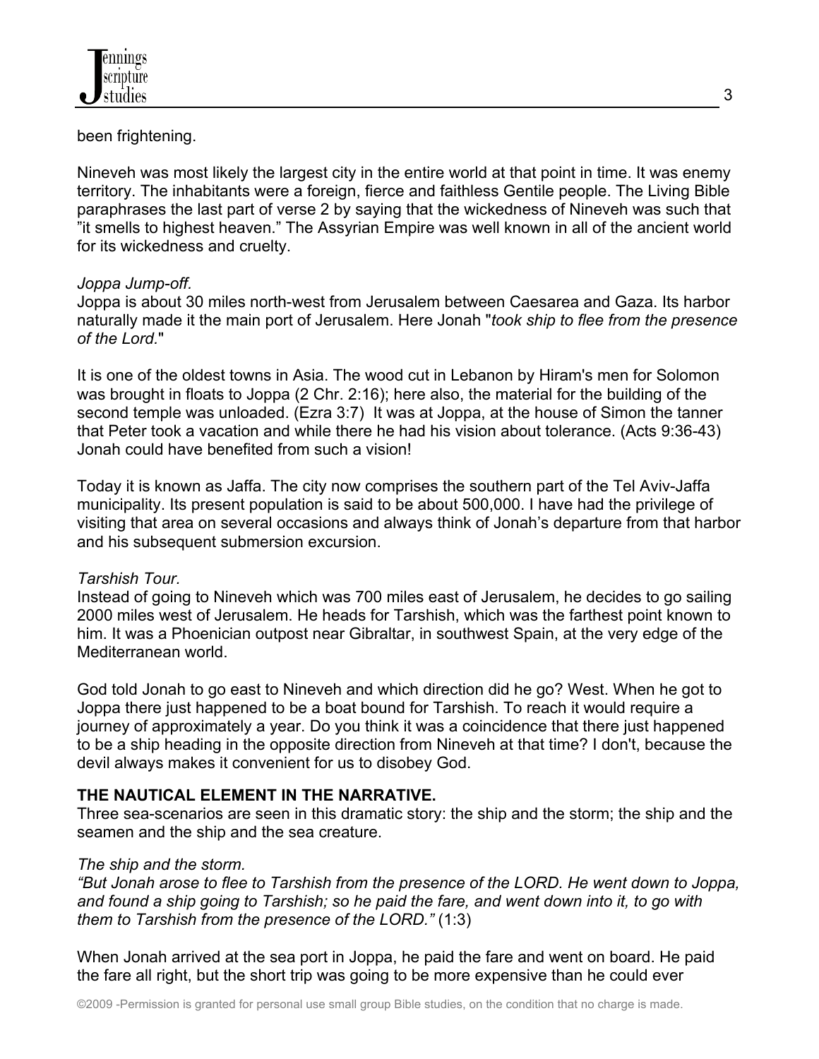been frightening.

Nineveh was most likely the largest city in the entire world at that point in time. It was enemy territory. The inhabitants were a foreign, fierce and faithless Gentile people. The Living Bible paraphrases the last part of verse 2 by saying that the wickedness of Nineveh was such that "it smells to highest heaven." The Assyrian Empire was well known in all of the ancient world for its wickedness and cruelty.

*Joppa Jump-off.*

Joppa is about 30 miles north-west from Jerusalem between Caesarea and Gaza. Its harbor naturally made it the main port of Jerusalem. Here Jonah "*took ship to flee from the presence of the Lord.*"

It is one of the oldest towns in Asia. The wood cut in Lebanon by Hiram's men for Solomon was brought in floats to Joppa (2 Chr. 2:16); here also, the material for the building of the second temple was unloaded. (Ezra 3:7) It was at Joppa, at the house of Simon the tanner that Peter took a vacation and while there he had his vision about tolerance. (Acts 9:36-43) Jonah could have benefited from such a vision!

Today it is known as Jaffa. The city now comprises the southern part of the Tel Aviv-Jaffa municipality. Its present population is said to be about 500,000. I have had the privilege of visiting that area on several occasions and always think of Jonah's departure from that harbor and his subsequent submersion excursion.

*Tarshish Tour.*

Instead of going to Nineveh which was 700 miles east of Jerusalem, he decides to go sailing 2000 miles west of Jerusalem. He heads for Tarshish, which was the farthest point known to him. It was a Phoenician outpost near Gibraltar, in southwest Spain, at the very edge of the Mediterranean world.

God told Jonah to go east to Nineveh and which direction did he go? West. When he got to Joppa there just happened to be a boat bound for Tarshish. To reach it would require a journey of approximately a year. Do you think it was a coincidence that there just happened to be a ship heading in the opposite direction from Nineveh at that time? I don't, because the devil always makes it convenient for us to disobey God.

**THE NAUTICAL ELEMENT IN THE NARRATIVE.**

Three sea-scenarios are seen in this dramatic story: the ship and the storm; the ship and the seamen and the ship and the sea creature.

*The ship and the storm.*

*"But Jonah arose to flee to Tarshish from the presence of the LORD. He went down to Joppa, and found a ship going to Tarshish; so he paid the fare, and went down into it, to go with them to Tarshish from the presence of the LORD."* (1:3)

When Jonah arrived at the sea port in Joppa, he paid the fare and went on board. He paid the fare all right, but the short trip was going to be more expensive than he could ever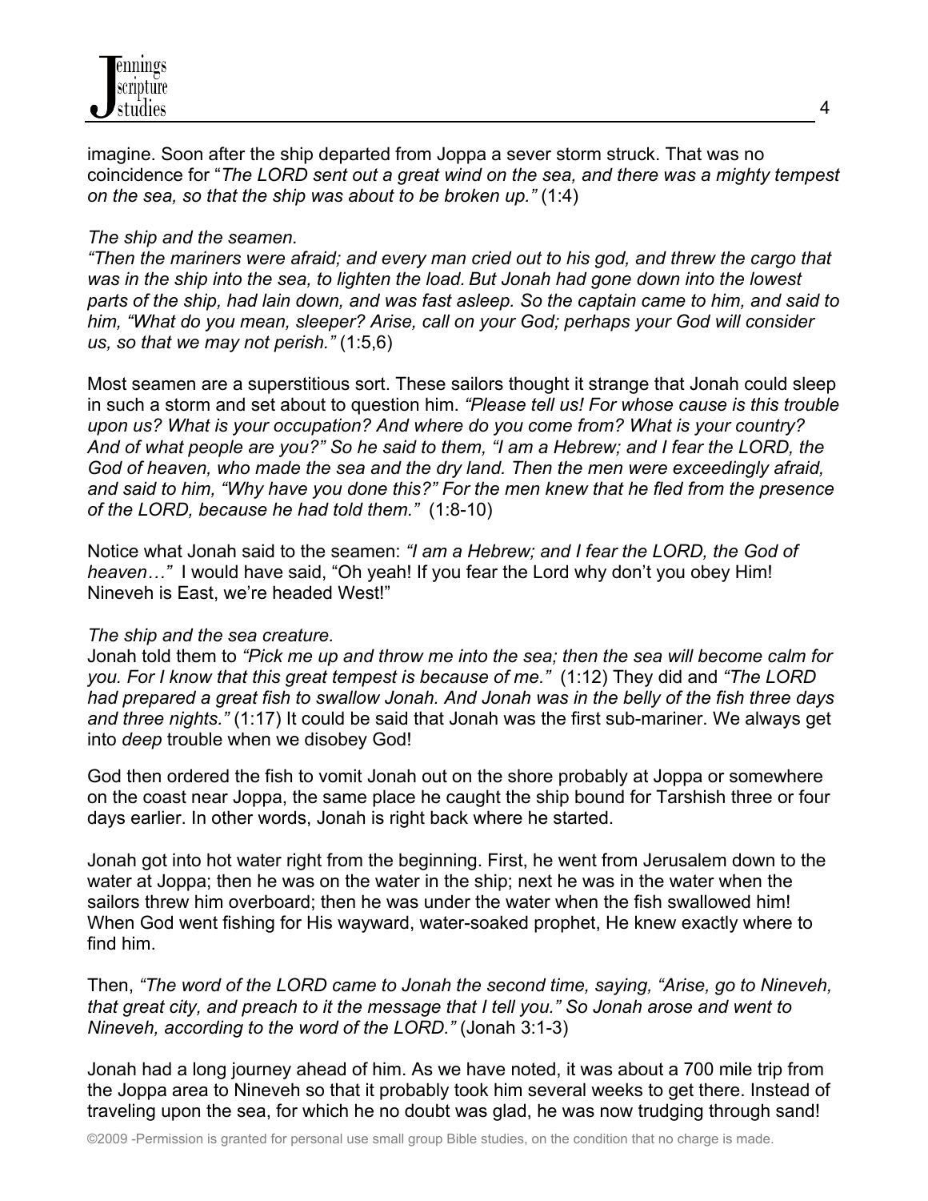imagine. Soon after the ship departed from Joppa a sever storm struck. That was no coincidence for "*The LORD sent out a great wind on the sea, and there was a mighty tempest on the sea, so that the ship was about to be broken up."* (1:4)

*The ship and the seamen.*

*"Then the mariners were afraid; and every man cried out to his god, and threw the cargo that was in the ship into the sea, to lighten the load. But Jonah had gone down into the lowest parts of the ship, had lain down, and was fast asleep. So the captain came to him, and said to him, "What do you mean, sleeper? Arise, call on your God; perhaps your God will consider us, so that we may not perish."* (1:5,6)

Most seamen are a superstitious sort. These sailors thought it strange that Jonah could sleep in such a storm and set about to question him. *"Please tell us! For whose cause is this trouble upon us? What is your occupation? And where do you come from? What is your country? And of what people are you?" So he said to them, "I am a Hebrew; and I fear the LORD, the God of heaven, who made the sea and the dry land. Then the men were exceedingly afraid, and said to him, "Why have you done this?" For the men knew that he fled from the presence of the LORD, because he had told them."* (1:8-10)

Notice what Jonah said to the seamen: *"I am a Hebrew; and I fear the LORD, the God of heaven…"* I would have said, "Oh yeah! If you fear the Lord why don't you obey Him! Nineveh is East, we're headed West!"

*The ship and the sea creature.*

Jonah told them to *"Pick me up and throw me into the sea; then the sea will become calm for you. For I know that this great tempest is because of me."* (1:12) They did and *"The LORD had prepared a great fish to swallow Jonah. And Jonah was in the belly of the fish three days and three nights."* (1:17) It could be said that Jonah was the first sub-mariner. We always get into *deep* trouble when we disobey God!

God then ordered the fish to vomit Jonah out on the shore probably at Joppa or somewhere on the coast near Joppa, the same place he caught the ship bound for Tarshish three or four days earlier. In other words, Jonah is right back where he started.

Jonah got into hot water right from the beginning. First, he went from Jerusalem down to the water at Joppa; then he was on the water in the ship; next he was in the water when the sailors threw him overboard; then he was under the water when the fish swallowed him! When God went fishing for His wayward, water-soaked prophet, He knew exactly where to find him.

Then, *"The word of the LORD came to Jonah the second time, saying, "Arise, go to Nineveh, that great city, and preach to it the message that I tell you." So Jonah arose and went to Nineveh, according to the word of the LORD."* (Jonah 3:1-3)

Jonah had a long journey ahead of him. As we have noted, it was about a 700 mile trip from the Joppa area to Nineveh so that it probably took him several weeks to get there. Instead of traveling upon the sea, for which he no doubt was glad, he was now trudging through sand!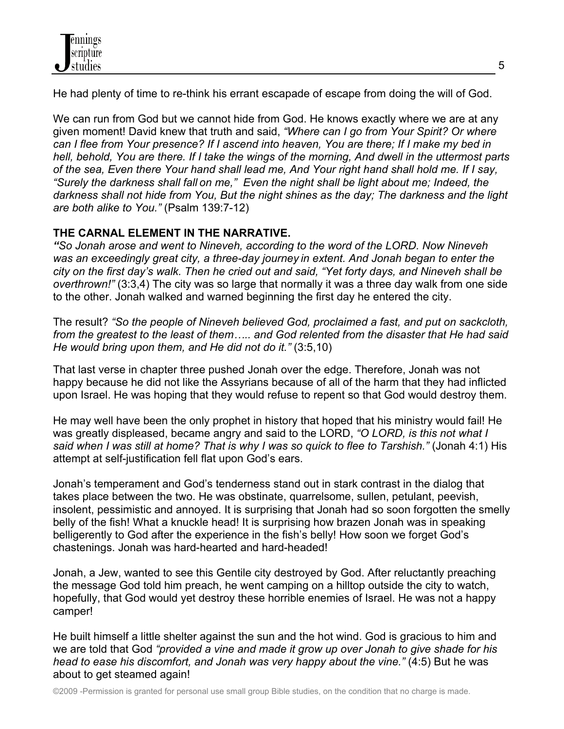He had plenty of time to re-think his errant escapade of escape from doing the will of God.

We can run from God but we cannot hide from God. He knows exactly where we are at any given moment! David knew that truth and said, *"Where can I go from Your Spirit? Or where can I flee from Your presence? If I ascend into heaven, You are there; If I make my bed in hell, behold, You are there. If I take the wings of the morning, And dwell in the uttermost parts of the sea, Even there Your hand shall lead me, And Your right hand shall hold me. If I say, "Surely the darkness shall fall on me," Even the night shall be light about me; Indeed, the darkness shall not hide from You, But the night shines as the day; The darkness and the light are both alike to You."* (Psalm 139:7-12)

**THE CARNAL ELEMENT IN THE NARRATIVE.**

***"****So Jonah arose and went to Nineveh, according to the word of the LORD. Now Nineveh was an exceedingly great city, a three-day journey in extent. And Jonah began to enter the city on the first day's walk. Then he cried out and said, "Yet forty days, and Nineveh shall be overthrown!"* (3:3,4) The city was so large that normally it was a three day walk from one side to the other. Jonah walked and warned beginning the first day he entered the city.

The result? *"So the people of Nineveh believed God, proclaimed a fast, and put on sackcloth, from the greatest to the least of them….. and God relented from the disaster that He had said He would bring upon them, and He did not do it."* (3:5,10)

That last verse in chapter three pushed Jonah over the edge. Therefore, Jonah was not happy because he did not like the Assyrians because of all of the harm that they had inflicted upon Israel. He was hoping that they would refuse to repent so that God would destroy them.

He may well have been the only prophet in history that hoped that his ministry would fail! He was greatly displeased, became angry and said to the LORD, *"O LORD, is this not what I said when I was still at home? That is why I was so quick to flee to Tarshish."* (Jonah 4:1) His attempt at self-justification fell flat upon God's ears.

Jonah's temperament and God's tenderness stand out in stark contrast in the dialog that takes place between the two. He was obstinate, quarrelsome, sullen, petulant, peevish, insolent, pessimistic and annoyed. It is surprising that Jonah had so soon forgotten the smelly belly of the fish! What a knuckle head! It is surprising how brazen Jonah was in speaking belligerently to God after the experience in the fish's belly! How soon we forget God's chastenings. Jonah was hard-hearted and hard-headed!

Jonah, a Jew, wanted to see this Gentile city destroyed by God. After reluctantly preaching the message God told him preach, he went camping on a hilltop outside the city to watch, hopefully, that God would yet destroy these horrible enemies of Israel. He was not a happy camper!

He built himself a little shelter against the sun and the hot wind. God is gracious to him and we are told that God *"provided a vine and made it grow up over Jonah to give shade for his head to ease his discomfort, and Jonah was very happy about the vine."* (4:5) But he was about to get steamed again!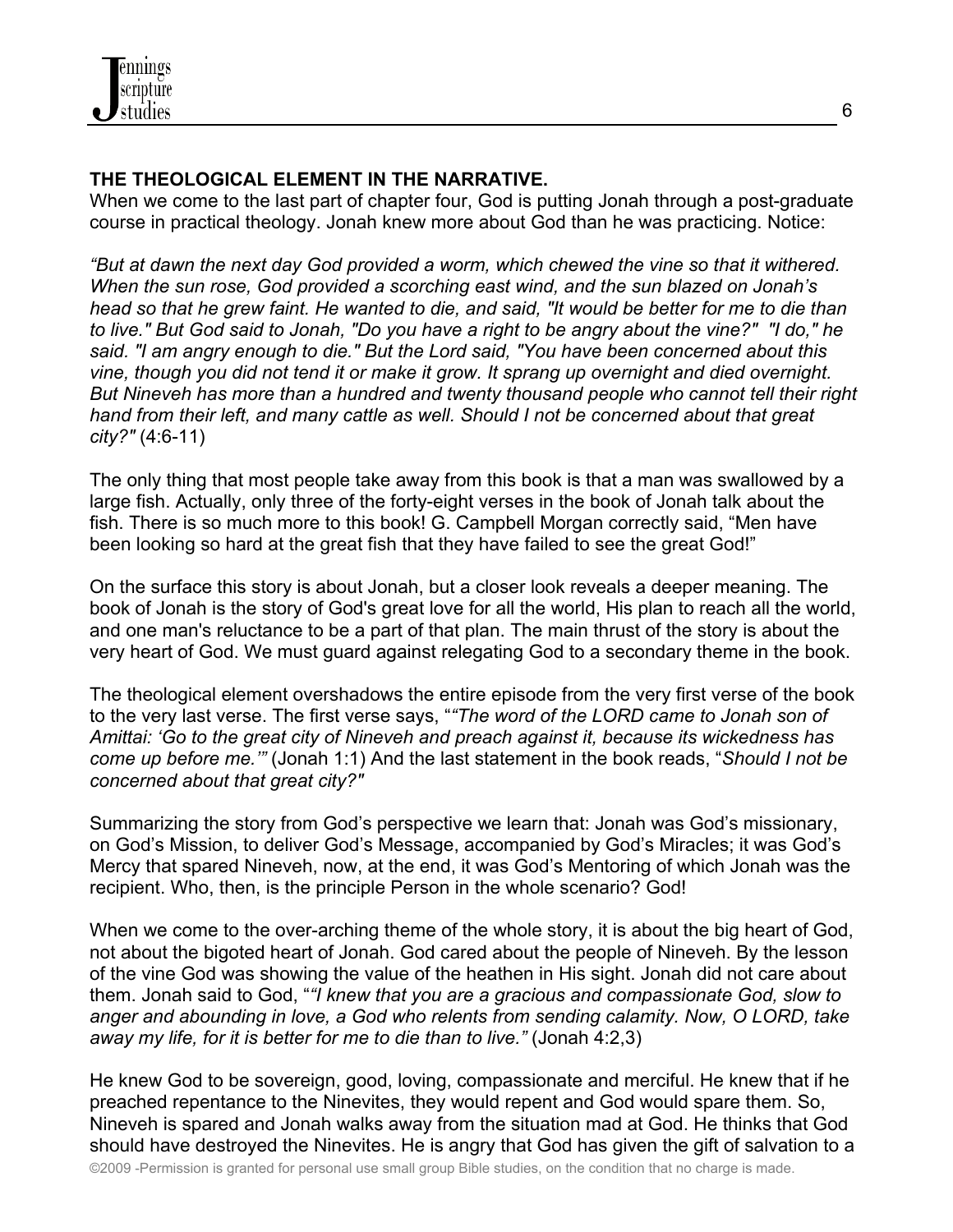**THE THEOLOGICAL ELEMENT IN THE NARRATIVE.**
When we come to the last part of chapter four, God is putting Jonah through a post-graduate course in practical theology. Jonah knew more about God than he was practicing. Notice:

*"But at dawn the next day God provided a worm, which chewed the vine so that it withered. When the sun rose, God provided a scorching east wind, and the sun blazed on Jonah's head so that he grew faint. He wanted to die, and said, "It would be better for me to die than to live." But God said to Jonah, "Do you have a right to be angry about the vine?" "I do," he said. "I am angry enough to die." But the Lord said, "You have been concerned about this vine, though you did not tend it or make it grow. It sprang up overnight and died overnight. But Nineveh has more than a hundred and twenty thousand people who cannot tell their right hand from their left, and many cattle as well. Should I not be concerned about that great city?"* (4:6-11)

The only thing that most people take away from this book is that a man was swallowed by a large fish. Actually, only three of the forty-eight verses in the book of Jonah talk about the fish. There is so much more to this book! G. Campbell Morgan correctly said, "Men have been looking so hard at the great fish that they have failed to see the great God!"

On the surface this story is about Jonah, but a closer look reveals a deeper meaning. The book of Jonah is the story of God's great love for all the world, His plan to reach all the world, and one man's reluctance to be a part of that plan. The main thrust of the story is about the very heart of God. We must guard against relegating God to a secondary theme in the book.

The theological element overshadows the entire episode from the very first verse of the book to the very last verse. The first verse says, "*"The word of the LORD came to Jonah son of Amittai: 'Go to the great city of Nineveh and preach against it, because its wickedness has come up before me.'"* (Jonah 1:1) And the last statement in the book reads, "*Should I not be concerned about that great city?"*

Summarizing the story from God's perspective we learn that: Jonah was God's missionary, on God's Mission, to deliver God's Message, accompanied by God's Miracles; it was God's Mercy that spared Nineveh, now, at the end, it was God's Mentoring of which Jonah was the recipient. Who, then, is the principle Person in the whole scenario? God!

When we come to the over-arching theme of the whole story, it is about the big heart of God, not about the bigoted heart of Jonah. God cared about the people of Nineveh. By the lesson of the vine God was showing the value of the heathen in His sight. Jonah did not care about them. Jonah said to God, "*"I knew that you are a gracious and compassionate God, slow to anger and abounding in love, a God who relents from sending calamity. Now, O LORD, take away my life, for it is better for me to die than to live."* (Jonah 4:2,3)

He knew God to be sovereign, good, loving, compassionate and merciful. He knew that if he preached repentance to the Ninevites, they would repent and God would spare them. So, Nineveh is spared and Jonah walks away from the situation mad at God. He thinks that God should have destroyed the Ninevites. He is angry that God has given the gift of salvation to a

©2009 -Permission is granted for personal use small group Bible studies, on the condition that no charge is made.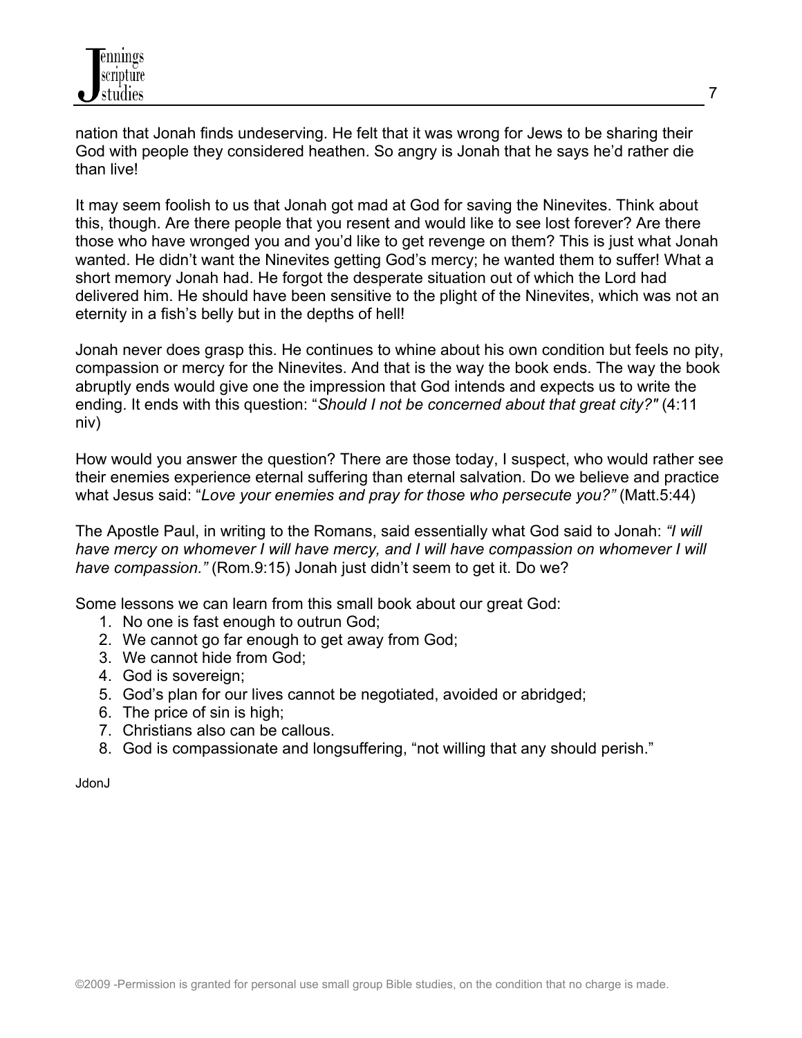nation that Jonah finds undeserving. He felt that it was wrong for Jews to be sharing their God with people they considered heathen. So angry is Jonah that he says he'd rather die than live!

It may seem foolish to us that Jonah got mad at God for saving the Ninevites. Think about this, though. Are there people that you resent and would like to see lost forever? Are there those who have wronged you and you'd like to get revenge on them? This is just what Jonah wanted. He didn't want the Ninevites getting God's mercy; he wanted them to suffer! What a short memory Jonah had. He forgot the desperate situation out of which the Lord had delivered him. He should have been sensitive to the plight of the Ninevites, which was not an eternity in a fish's belly but in the depths of hell!

Jonah never does grasp this. He continues to whine about his own condition but feels no pity, compassion or mercy for the Ninevites. And that is the way the book ends. The way the book abruptly ends would give one the impression that God intends and expects us to write the ending. It ends with this question: "*Should I not be concerned about that great city?"* (4:11 niv)

How would you answer the question? There are those today, I suspect, who would rather see their enemies experience eternal suffering than eternal salvation. Do we believe and practice what Jesus said: "*Love your enemies and pray for those who persecute you?"* (Matt.5:44)

The Apostle Paul, in writing to the Romans, said essentially what God said to Jonah: *"I will have mercy on whomever I will have mercy, and I will have compassion on whomever I will have compassion."* (Rom.9:15) Jonah just didn't seem to get it. Do we?

Some lessons we can learn from this small book about our great God:

1. No one is fast enough to outrun God;
2. We cannot go far enough to get away from God;
3. We cannot hide from God;
4. God is sovereign;
5. God's plan for our lives cannot be negotiated, avoided or abridged;
6. The price of sin is high;
7. Christians also can be callous.
8. God is compassionate and longsuffering, "not willing that any should perish."

JdonJ

©2009 -Permission is granted for personal use small group Bible studies, on the condition that no charge is made.